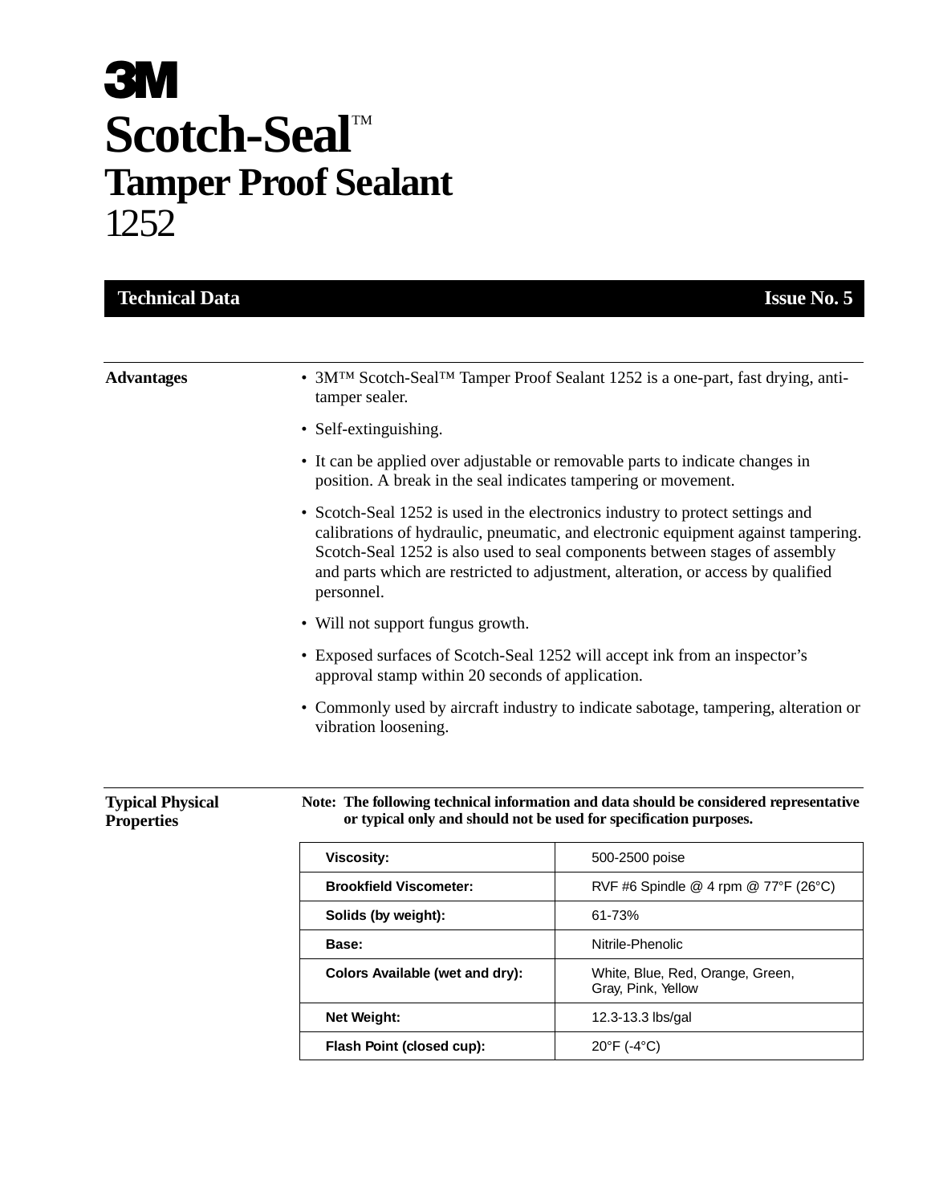# 3M

# Scotch-Seal™

## Tamper Proof Sealant

## 1252

**Technical Data** **Issue No. 5**

---

**Advantages**

- 3M™ Scotch-Seal™ Tamper Proof Sealant 1252 is a one-part, fast drying, anti-tamper sealer.
- Self-extinguishing.
- It can be applied over adjustable or removable parts to indicate changes in position. A break in the seal indicates tampering or movement.
- Scotch-Seal 1252 is used in the electronics industry to protect settings and calibrations of hydraulic, pneumatic, and electronic equipment against tampering. Scotch-Seal 1252 is also used to seal components between stages of assembly and parts which are restricted to adjustment, alteration, or access by qualified personnel.
- Will not support fungus growth.
- Exposed surfaces of Scotch-Seal 1252 will accept ink from an inspector's approval stamp within 20 seconds of application.
- Commonly used by aircraft industry to indicate sabotage, tampering, alteration or vibration loosening.

---

**Typical Physical Properties**

**Note: The following technical information and data should be considered representative or typical only and should not be used for specification purposes.**

| Property | Value |
|---|---|
| **Viscosity:** | 500-2500 poise |
| **Brookfield Viscometer:** | RVF #6 Spindle @ 4 rpm @ 77°F (26°C) |
| **Solids (by weight):** | 61-73% |
| **Base:** | Nitrile-Phenolic |
| **Colors Available (wet and dry):** | White, Blue, Red, Orange, Green, Gray, Pink, Yellow |
| **Net Weight:** | 12.3-13.3 lbs/gal |
| **Flash Point (closed cup):** | 20°F (-4°C) |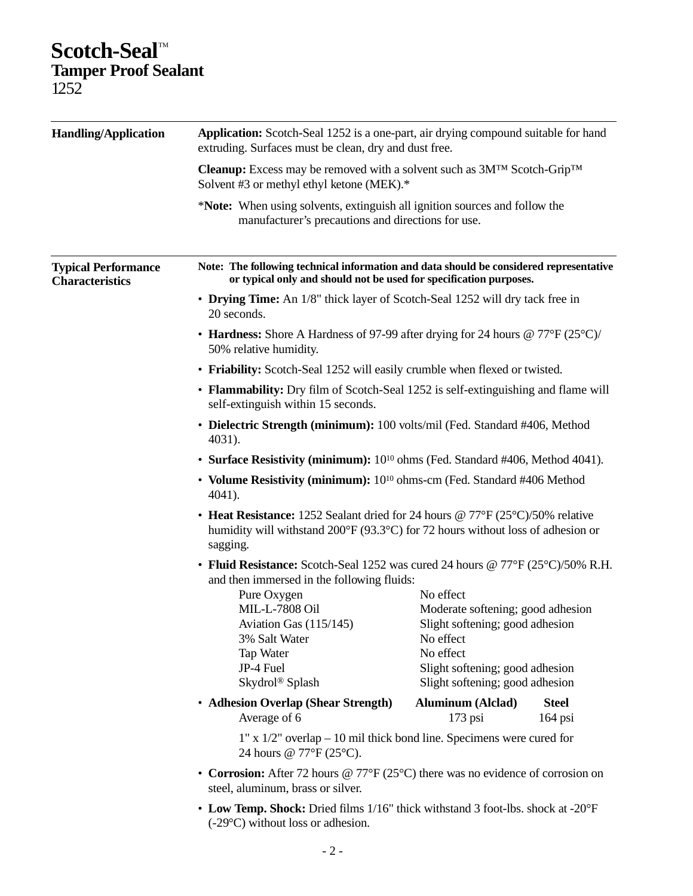# Scotch-Seal™
## Tamper Proof Sealant
1252

### Handling/Application

**Application:** Scotch-Seal 1252 is a one-part, air drying compound suitable for hand extruding. Surfaces must be clean, dry and dust free.

**Cleanup:** Excess may be removed with a solvent such as 3M™ Scotch-Grip™ Solvent #3 or methyl ethyl ketone (MEK).*

*__Note:__ When using solvents, extinguish all ignition sources and follow the manufacturer's precautions and directions for use.

### Typical Performance Characteristics

**Note: The following technical information and data should be considered representative or typical only and should not be used for specification purposes.**

- **Drying Time:** An 1/8" thick layer of Scotch-Seal 1252 will dry tack free in 20 seconds.
- **Hardness:** Shore A Hardness of 97-99 after drying for 24 hours @ 77°F (25°C)/ 50% relative humidity.
- **Friability:** Scotch-Seal 1252 will easily crumble when flexed or twisted.
- **Flammability:** Dry film of Scotch-Seal 1252 is self-extinguishing and flame will self-extinguish within 15 seconds.
- **Dielectric Strength (minimum):** 100 volts/mil (Fed. Standard #406, Method 4031).
- **Surface Resistivity (minimum):** $10^{10}$ ohms (Fed. Standard #406, Method 4041).
- **Volume Resistivity (minimum):** $10^{10}$ ohms-cm (Fed. Standard #406 Method 4041).
- **Heat Resistance:** 1252 Sealant dried for 24 hours @ 77°F (25°C)/50% relative humidity will withstand 200°F (93.3°C) for 72 hours without loss of adhesion or sagging.
- **Fluid Resistance:** Scotch-Seal 1252 was cured 24 hours @ 77°F (25°C)/50% R.H. and then immersed in the following fluids:

| Fluid | Effect |
|---|---|
| Pure Oxygen | No effect |
| MIL-L-7808 Oil | Moderate softening; good adhesion |
| Aviation Gas (115/145) | Slight softening; good adhesion |
| 3% Salt Water | No effect |
| Tap Water | No effect |
| JP-4 Fuel | Slight softening; good adhesion |
| Skydrol® Splash | Slight softening; good adhesion |

- **Adhesion Overlap (Shear Strength)**

| | Aluminum (Alclad) | Steel |
|---|---|---|
| Average of 6 | 173 psi | 164 psi |

  1" x 1/2" overlap – 10 mil thick bond line. Specimens were cured for 24 hours @ 77°F (25°C).

- **Corrosion:** After 72 hours @ 77°F (25°C) there was no evidence of corrosion on steel, aluminum, brass or silver.
- **Low Temp. Shock:** Dried films 1/16" thick withstand 3 foot-lbs. shock at -20°F (-29°C) without loss or adhesion.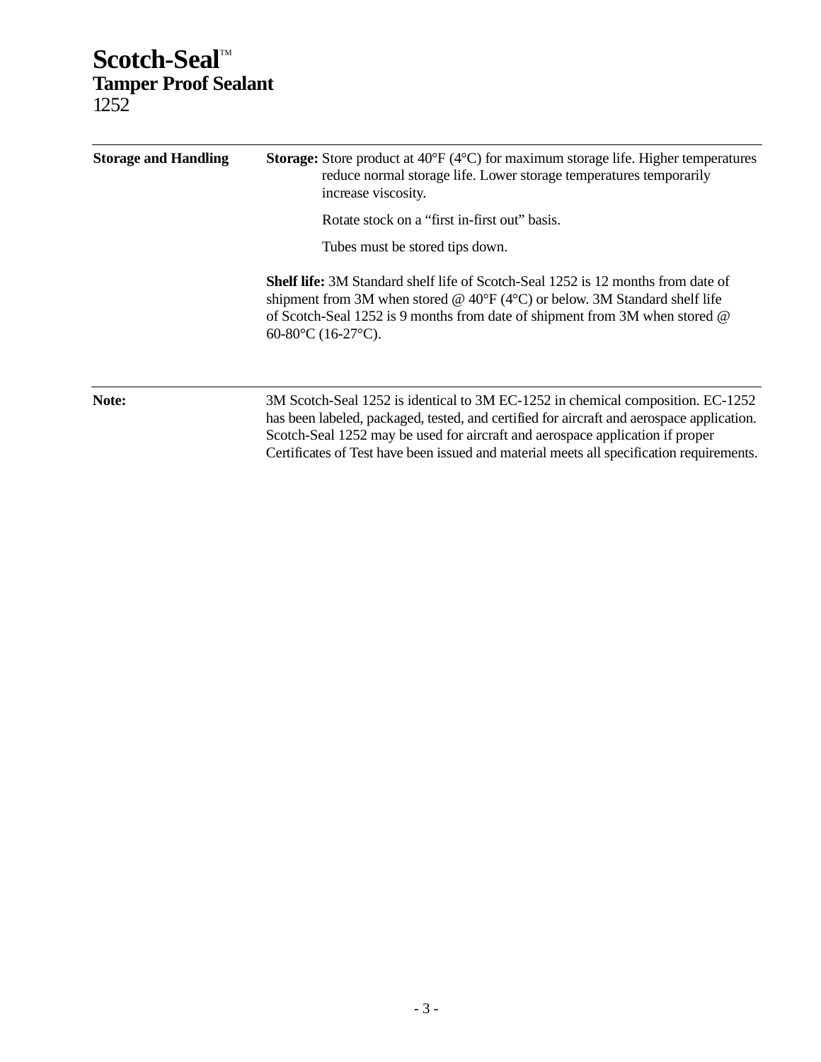# Scotch-Seal™
## Tamper Proof Sealant
1252

---

**Storage and Handling**

**Storage:** Store product at 40°F (4°C) for maximum storage life. Higher temperatures reduce normal storage life. Lower storage temperatures temporarily increase viscosity.

Rotate stock on a "first in-first out" basis.

Tubes must be stored tips down.

**Shelf life:** 3M Standard shelf life of Scotch-Seal 1252 is 12 months from date of shipment from 3M when stored @ 40°F (4°C) or below. 3M Standard shelf life of Scotch-Seal 1252 is 9 months from date of shipment from 3M when stored @ 60-80°C (16-27°C).

---

**Note:**

3M Scotch-Seal 1252 is identical to 3M EC-1252 in chemical composition. EC-1252 has been labeled, packaged, tested, and certified for aircraft and aerospace application. Scotch-Seal 1252 may be used for aircraft and aerospace application if proper Certificates of Test have been issued and material meets all specification requirements.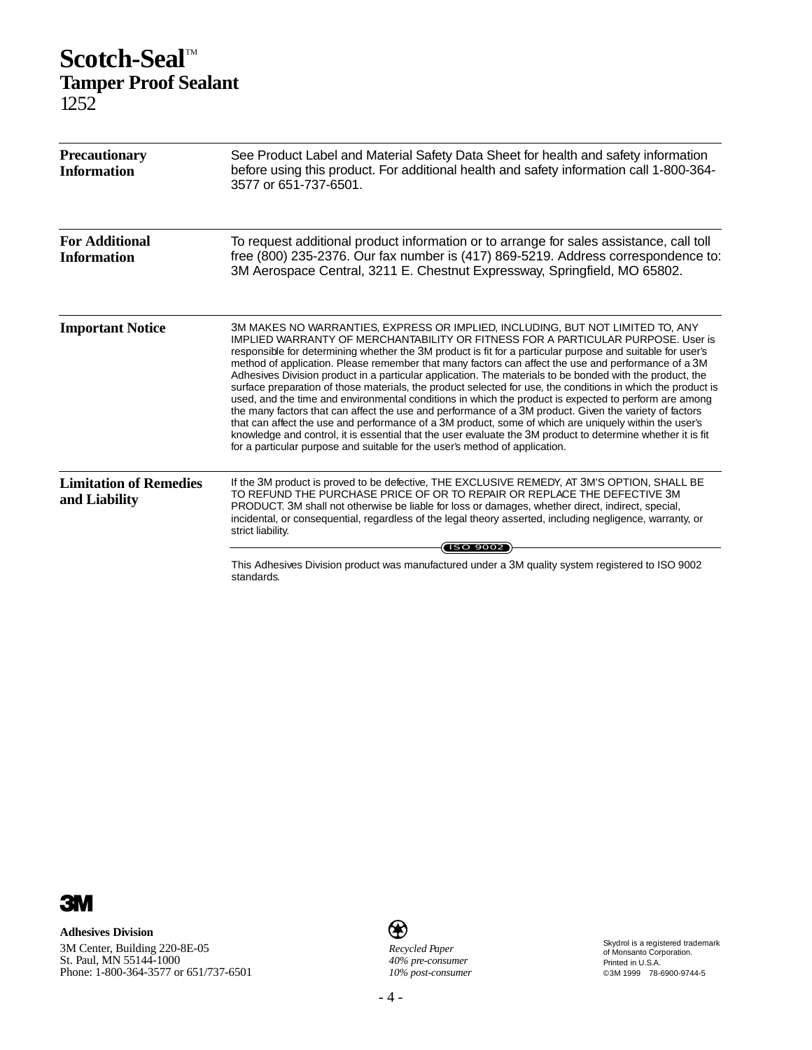# Scotch-Seal™
## Tamper Proof Sealant
1252

**Precautionary Information**

See Product Label and Material Safety Data Sheet for health and safety information before using this product. For additional health and safety information call 1-800-364-3577 or 651-737-6501.

**For Additional Information**

To request additional product information or to arrange for sales assistance, call toll free (800) 235-2376. Our fax number is (417) 869-5219. Address correspondence to: 3M Aerospace Central, 3211 E. Chestnut Expressway, Springfield, MO 65802.

**Important Notice**

3M MAKES NO WARRANTIES, EXPRESS OR IMPLIED, INCLUDING, BUT NOT LIMITED TO, ANY IMPLIED WARRANTY OF MERCHANTABILITY OR FITNESS FOR A PARTICULAR PURPOSE. User is responsible for determining whether the 3M product is fit for a particular purpose and suitable for user's method of application. Please remember that many factors can affect the use and performance of a 3M Adhesives Division product in a particular application. The materials to be bonded with the product, the surface preparation of those materials, the product selected for use, the conditions in which the product is used, and the time and environmental conditions in which the product is expected to perform are among the many factors that can affect the use and performance of a 3M product. Given the variety of factors that can affect the use and performance of a 3M product, some of which are uniquely within the user's knowledge and control, it is essential that the user evaluate the 3M product to determine whether it is fit for a particular purpose and suitable for the user's method of application.

**Limitation of Remedies and Liability**

If the 3M product is proved to be defective, THE EXCLUSIVE REMEDY, AT 3M'S OPTION, SHALL BE TO REFUND THE PURCHASE PRICE OF OR TO REPAIR OR REPLACE THE DEFECTIVE 3M PRODUCT. 3M shall not otherwise be liable for loss or damages, whether direct, indirect, special, incidental, or consequential, regardless of the legal theory asserted, including negligence, warranty, or strict liability.

ISO 9002

This Adhesives Division product was manufactured under a 3M quality system registered to ISO 9002 standards.

3M

**Adhesives Division**

3M Center, Building 220-8E-05
St. Paul, MN 55144-1000
Phone: 1-800-364-3577 or 651/737-6501

*Recycled Paper*
*40% pre-consumer*
*10% post-consumer*

Skydrol is a registered trademark of Monsanto Corporation.
Printed in U.S.A.
©3M 1999 78-6900-9744-5